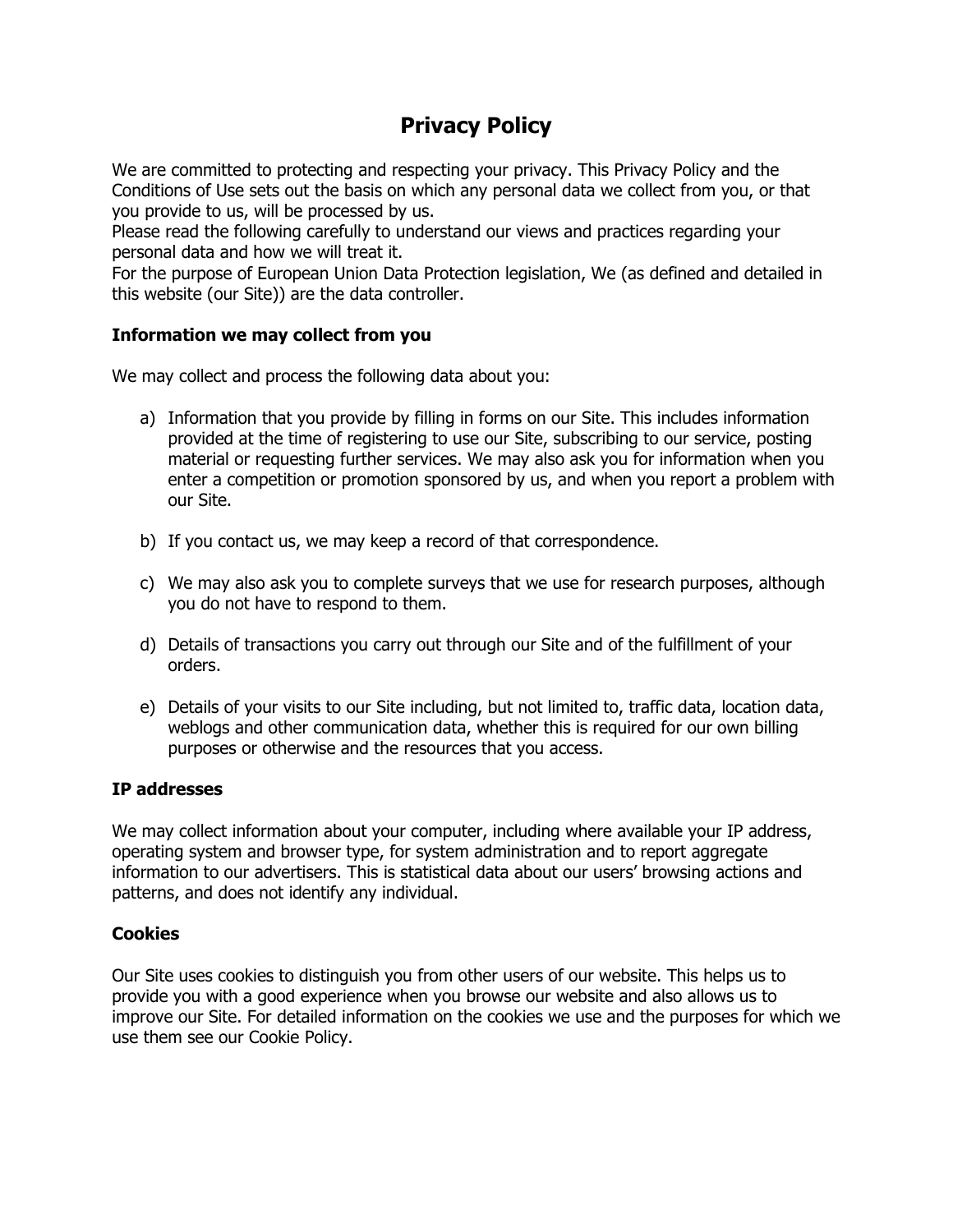# Privacy Policy

We are committed to protecting and respecting your privacy. This Privacy Policy and the Conditions of Use sets out the basis on which any personal data we collect from you, or that you provide to us, will be processed by us.
Please read the following carefully to understand our views and practices regarding your personal data and how we will treat it.
For the purpose of European Union Data Protection legislation, We (as defined and detailed in this website (our Site)) are the data controller.

### Information we may collect from you

We may collect and process the following data about you:

a) Information that you provide by filling in forms on our Site. This includes information provided at the time of registering to use our Site, subscribing to our service, posting material or requesting further services. We may also ask you for information when you enter a competition or promotion sponsored by us, and when you report a problem with our Site.

b) If you contact us, we may keep a record of that correspondence.

c) We may also ask you to complete surveys that we use for research purposes, although you do not have to respond to them.

d) Details of transactions you carry out through our Site and of the fulfillment of your orders.

e) Details of your visits to our Site including, but not limited to, traffic data, location data, weblogs and other communication data, whether this is required for our own billing purposes or otherwise and the resources that you access.

### IP addresses

We may collect information about your computer, including where available your IP address, operating system and browser type, for system administration and to report aggregate information to our advertisers. This is statistical data about our users' browsing actions and patterns, and does not identify any individual.

### Cookies

Our Site uses cookies to distinguish you from other users of our website. This helps us to provide you with a good experience when you browse our website and also allows us to improve our Site. For detailed information on the cookies we use and the purposes for which we use them see our Cookie Policy.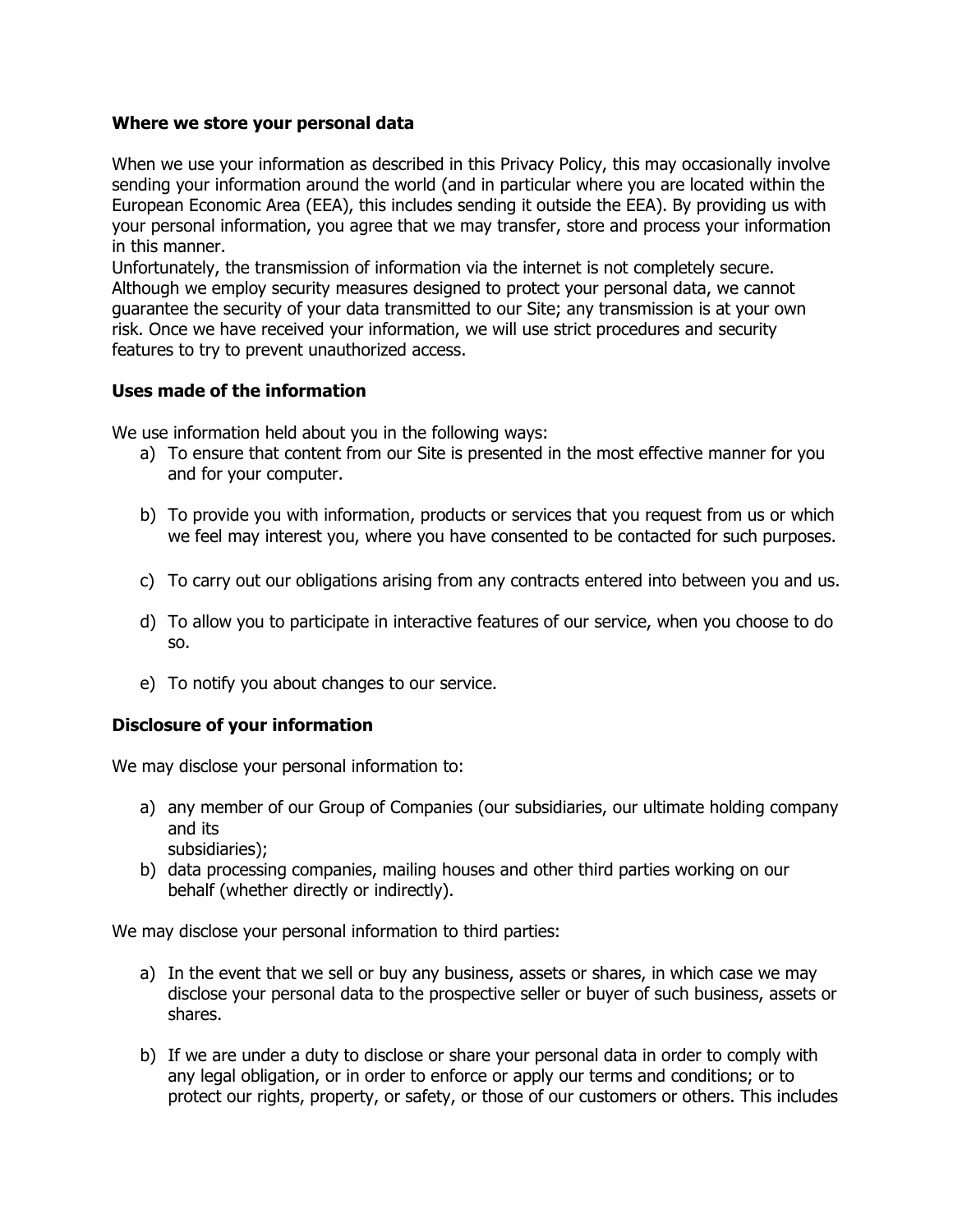**Where we store your personal data**

When we use your information as described in this Privacy Policy, this may occasionally involve sending your information around the world (and in particular where you are located within the European Economic Area (EEA), this includes sending it outside the EEA). By providing us with your personal information, you agree that we may transfer, store and process your information in this manner.
Unfortunately, the transmission of information via the internet is not completely secure. Although we employ security measures designed to protect your personal data, we cannot guarantee the security of your data transmitted to our Site; any transmission is at your own risk. Once we have received your information, we will use strict procedures and security features to try to prevent unauthorized access.

**Uses made of the information**

We use information held about you in the following ways:

a) To ensure that content from our Site is presented in the most effective manner for you and for your computer.

b) To provide you with information, products or services that you request from us or which we feel may interest you, where you have consented to be contacted for such purposes.

c) To carry out our obligations arising from any contracts entered into between you and us.

d) To allow you to participate in interactive features of our service, when you choose to do so.

e) To notify you about changes to our service.

**Disclosure of your information**

We may disclose your personal information to:

a) any member of our Group of Companies (our subsidiaries, our ultimate holding company and its subsidiaries);
b) data processing companies, mailing houses and other third parties working on our behalf (whether directly or indirectly).

We may disclose your personal information to third parties:

a) In the event that we sell or buy any business, assets or shares, in which case we may disclose your personal data to the prospective seller or buyer of such business, assets or shares.

b) If we are under a duty to disclose or share your personal data in order to comply with any legal obligation, or in order to enforce or apply our terms and conditions; or to protect our rights, property, or safety, or those of our customers or others. This includes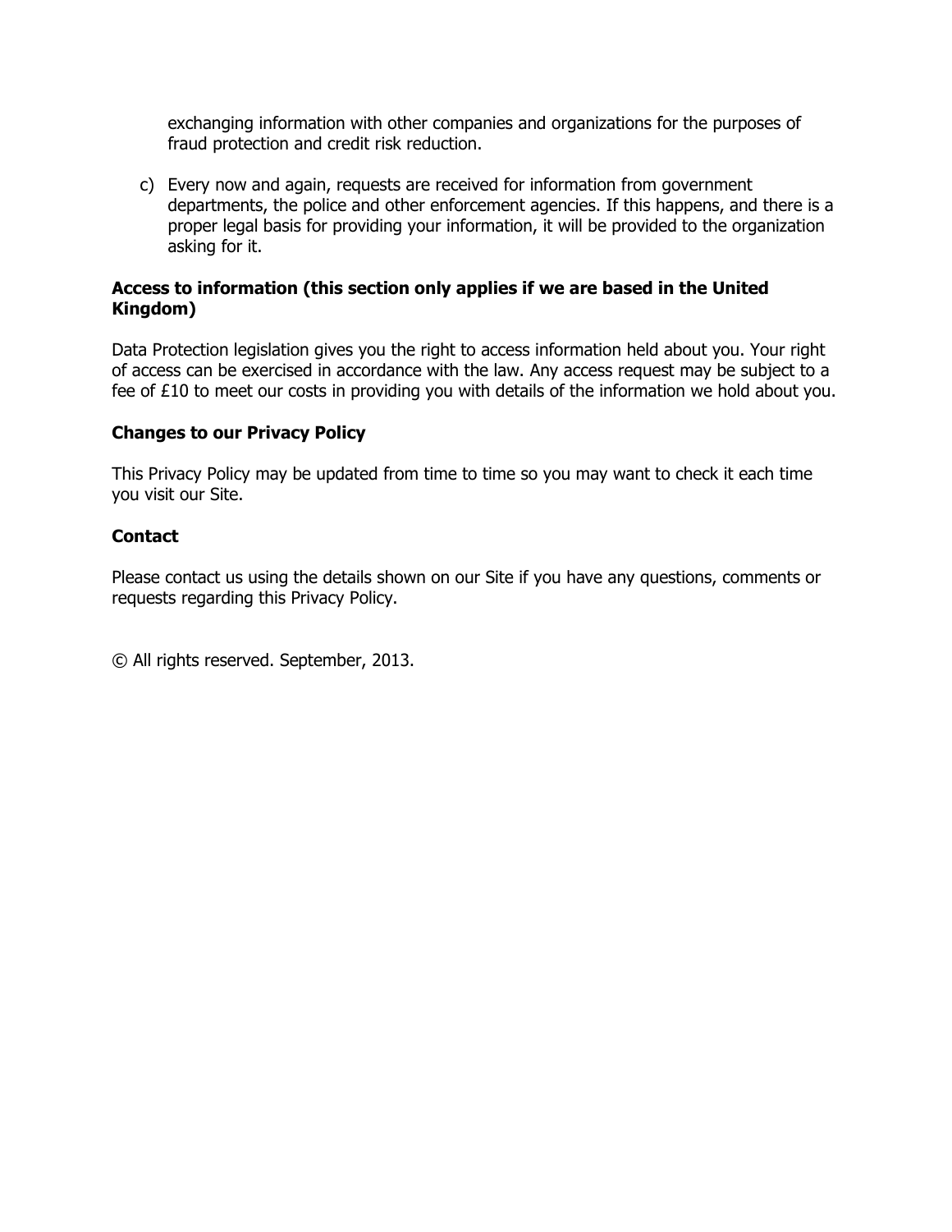exchanging information with other companies and organizations for the purposes of fraud protection and credit risk reduction.

c) Every now and again, requests are received for information from government departments, the police and other enforcement agencies. If this happens, and there is a proper legal basis for providing your information, it will be provided to the organization asking for it.

**Access to information (this section only applies if we are based in the United Kingdom)**

Data Protection legislation gives you the right to access information held about you. Your right of access can be exercised in accordance with the law. Any access request may be subject to a fee of £10 to meet our costs in providing you with details of the information we hold about you.

**Changes to our Privacy Policy**

This Privacy Policy may be updated from time to time so you may want to check it each time you visit our Site.

**Contact**

Please contact us using the details shown on our Site if you have any questions, comments or requests regarding this Privacy Policy.

© All rights reserved. September, 2013.